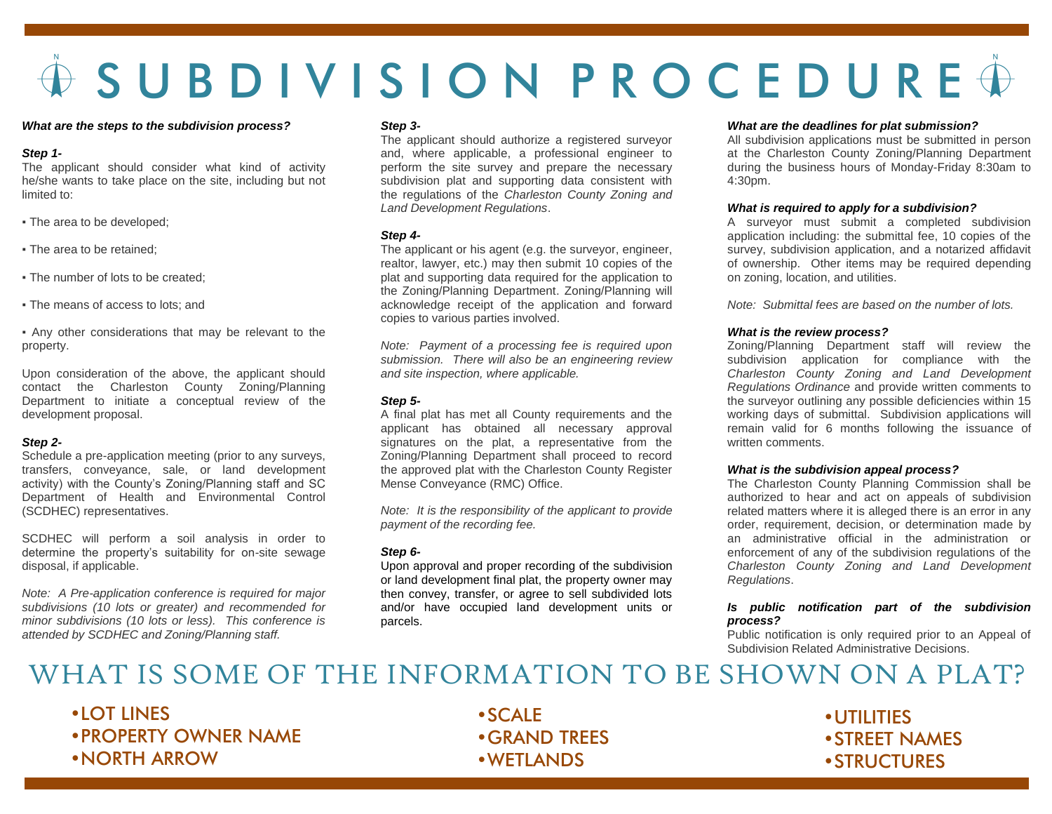# SUBDIVISION PROCEDURE

***What are the steps to the subdivision process?***

***Step 1-***

The applicant should consider what kind of activity he/she wants to take place on the site, including but not limited to:

- The area to be developed;
- The area to be retained;
- The number of lots to be created;
- The means of access to lots; and
- Any other considerations that may be relevant to the property.

Upon consideration of the above, the applicant should contact the Charleston County Zoning/Planning Department to initiate a conceptual review of the development proposal.

***Step 2-***

Schedule a pre-application meeting (prior to any surveys, transfers, conveyance, sale, or land development activity) with the County's Zoning/Planning staff and SC Department of Health and Environmental Control (SCDHEC) representatives.

SCDHEC will perform a soil analysis in order to determine the property's suitability for on-site sewage disposal, if applicable.

*Note: A Pre-application conference is required for major subdivisions (10 lots or greater) and recommended for minor subdivisions (10 lots or less). This conference is attended by SCDHEC and Zoning/Planning staff.*

***Step 3-***

The applicant should authorize a registered surveyor and, where applicable, a professional engineer to perform the site survey and prepare the necessary subdivision plat and supporting data consistent with the regulations of the *Charleston County Zoning and Land Development Regulations*.

***Step 4-***

The applicant or his agent (e.g. the surveyor, engineer, realtor, lawyer, etc.) may then submit 10 copies of the plat and supporting data required for the application to the Zoning/Planning Department. Zoning/Planning will acknowledge receipt of the application and forward copies to various parties involved.

*Note: Payment of a processing fee is required upon submission. There will also be an engineering review and site inspection, where applicable.*

***Step 5-***

A final plat has met all County requirements and the applicant has obtained all necessary approval signatures on the plat, a representative from the Zoning/Planning Department shall proceed to record the approved plat with the Charleston County Register Mense Conveyance (RMC) Office.

*Note: It is the responsibility of the applicant to provide payment of the recording fee.*

***Step 6-***

Upon approval and proper recording of the subdivision or land development final plat, the property owner may then convey, transfer, or agree to sell subdivided lots and/or have occupied land development units or parcels.

***What are the deadlines for plat submission?***

All subdivision applications must be submitted in person at the Charleston County Zoning/Planning Department during the business hours of Monday-Friday 8:30am to 4:30pm.

***What is required to apply for a subdivision?***

A surveyor must submit a completed subdivision application including: the submittal fee, 10 copies of the survey, subdivision application, and a notarized affidavit of ownership. Other items may be required depending on zoning, location, and utilities.

*Note: Submittal fees are based on the number of lots.*

***What is the review process?***

Zoning/Planning Department staff will review the subdivision application for compliance with the *Charleston County Zoning and Land Development Regulations Ordinance* and provide written comments to the surveyor outlining any possible deficiencies within 15 working days of submittal. Subdivision applications will remain valid for 6 months following the issuance of written comments.

***What is the subdivision appeal process?***

The Charleston County Planning Commission shall be authorized to hear and act on appeals of subdivision related matters where it is alleged there is an error in any order, requirement, decision, or determination made by an administrative official in the administration or enforcement of any of the subdivision regulations of the *Charleston County Zoning and Land Development Regulations*.

***Is public notification part of the subdivision process?***

Public notification is only required prior to an Appeal of Subdivision Related Administrative Decisions.

## WHAT IS SOME OF THE INFORMATION TO BE SHOWN ON A PLAT?

- LOT LINES
- PROPERTY OWNER NAME
- NORTH ARROW
- SCALE
- GRAND TREES
- WETLANDS
- UTILITIES
- STREET NAMES
- STRUCTURES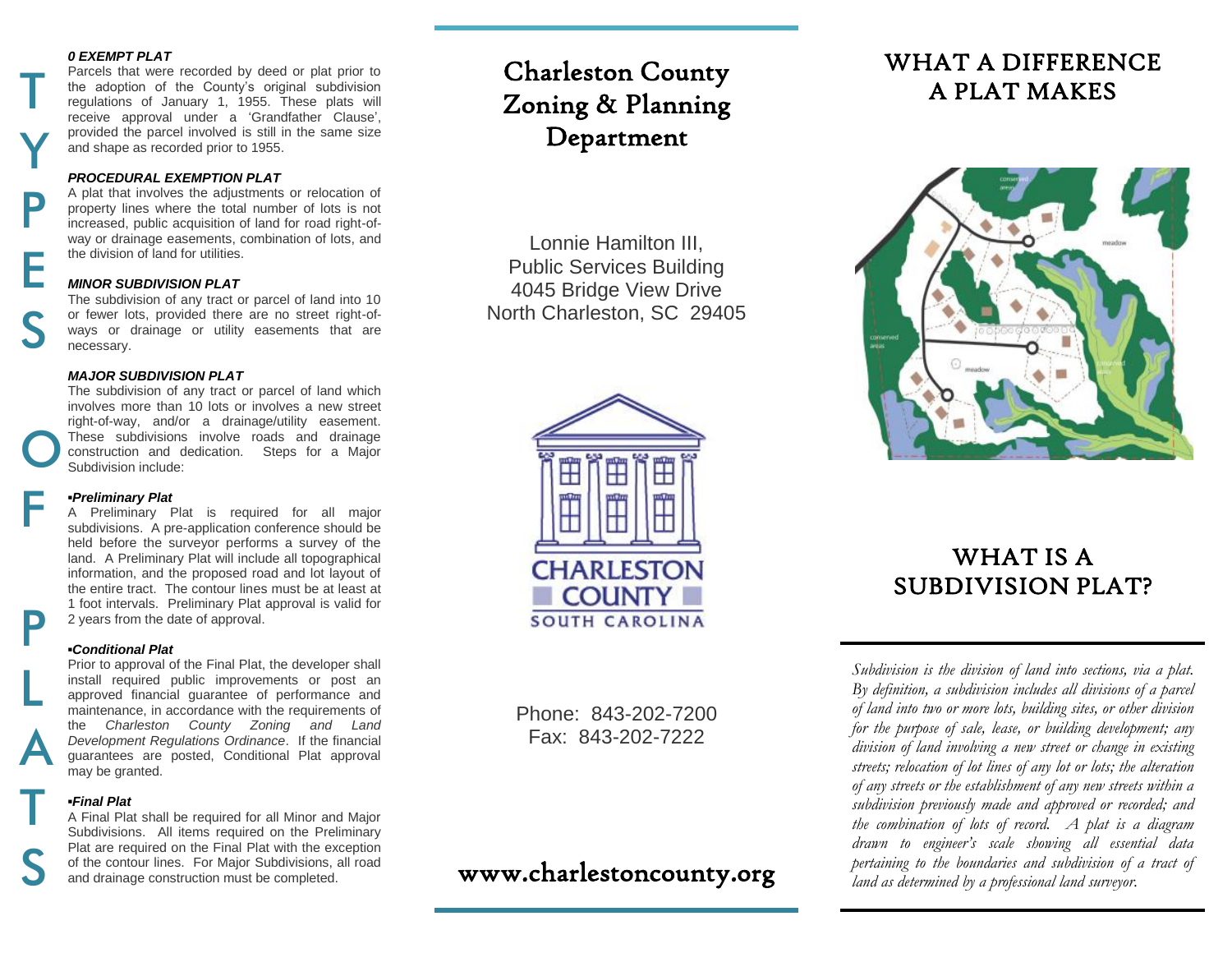# TYPES OF PLATS

***0 EXEMPT PLAT***

Parcels that were recorded by deed or plat prior to the adoption of the County's original subdivision regulations of January 1, 1955. These plats will receive approval under a 'Grandfather Clause', provided the parcel involved is still in the same size and shape as recorded prior to 1955.

***PROCEDURAL EXEMPTION PLAT***

A plat that involves the adjustments or relocation of property lines where the total number of lots is not increased, public acquisition of land for road right-of-way or drainage easements, combination of lots, and the division of land for utilities.

***MINOR SUBDIVISION PLAT***

The subdivision of any tract or parcel of land into 10 or fewer lots, provided there are no street right-of-ways or drainage or utility easements that are necessary.

***MAJOR SUBDIVISION PLAT***

The subdivision of any tract or parcel of land which involves more than 10 lots or involves a new street right-of-way, and/or a drainage/utility easement. These subdivisions involve roads and drainage construction and dedication. Steps for a Major Subdivision include:

***▪Preliminary Plat***

A Preliminary Plat is required for all major subdivisions. A pre-application conference should be held before the surveyor performs a survey of the land. A Preliminary Plat will include all topographical information, and the proposed road and lot layout of the entire tract. The contour lines must be at least at 1 foot intervals. Preliminary Plat approval is valid for 2 years from the date of approval.

***▪Conditional Plat***

Prior to approval of the Final Plat, the developer shall install required public improvements or post an approved financial guarantee of performance and maintenance, in accordance with the requirements of the *Charleston County Zoning and Land Development Regulations Ordinance*. If the financial guarantees are posted, Conditional Plat approval may be granted.

***▪Final Plat***

A Final Plat shall be required for all Minor and Major Subdivisions. All items required on the Preliminary Plat are required on the Final Plat with the exception of the contour lines. For Major Subdivisions, all road and drainage construction must be completed.

# Charleston County Zoning & Planning Department

Lonnie Hamilton III,
Public Services Building
4045 Bridge View Drive
North Charleston, SC 29405

CHARLESTON COUNTY
SOUTH CAROLINA

Phone: 843-202-7200
Fax: 843-202-7222

## www.charlestoncounty.org

# WHAT A DIFFERENCE A PLAT MAKES

conserved areas

meadow

conserved areas

meadow

conserved areas

# WHAT IS A SUBDIVISION PLAT?

*Subdivision is the division of land into sections, via a plat. By definition, a subdivision includes all divisions of a parcel of land into two or more lots, building sites, or other division for the purpose of sale, lease, or building development; any division of land involving a new street or change in existing streets; relocation of lot lines of any lot or lots; the alteration of any streets or the establishment of any new streets within a subdivision previously made and approved or recorded; and the combination of lots of record. A plat is a diagram drawn to engineer's scale showing all essential data pertaining to the boundaries and subdivision of a tract of land as determined by a professional land surveyor.*